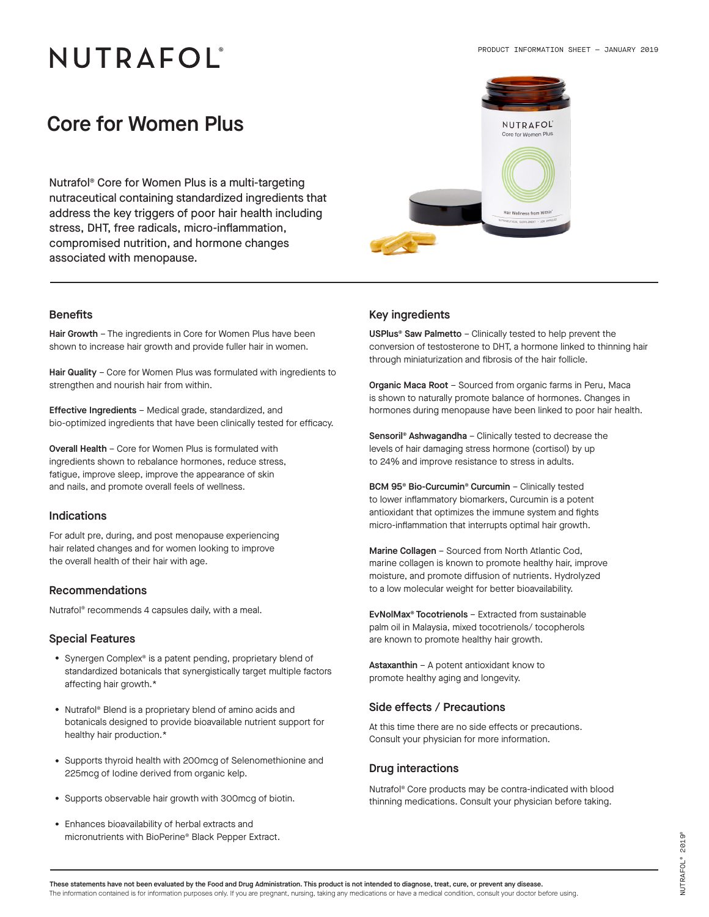# NUTRAFOL®

PRODUCT INFORMATION SHEET – JANUARY 2019

## Core for Women Plus

Nutrafol® Core for Women Plus is a multi-targeting nutraceutical containing standardized ingredients that address the key triggers of poor hair health including stress, DHT, free radicals, micro-inflammation, compromised nutrition, and hormone changes associated with menopause.

### Benefits

**Hair Growth** – The ingredients in Core for Women Plus have been shown to increase hair growth and provide fuller hair in women.

**Hair Quality** – Core for Women Plus was formulated with ingredients to strengthen and nourish hair from within.

**Effective Ingredients** – Medical grade, standardized, and bio-optimized ingredients that have been clinically tested for efficacy.

**Overall Health** – Core for Women Plus is formulated with ingredients shown to rebalance hormones, reduce stress, fatigue, improve sleep, improve the appearance of skin and nails, and promote overall feels of wellness.

### Indications

For adult pre, during, and post menopause experiencing hair related changes and for women looking to improve the overall health of their hair with age.

### Recommendations

Nutrafol® recommends 4 capsules daily, with a meal.

### Special Features

- Synergen Complex® is a patent pending, proprietary blend of standardized botanicals that synergistically target multiple factors affecting hair growth.*
- Nutrafol® Blend is a proprietary blend of amino acids and botanicals designed to provide bioavailable nutrient support for healthy hair production.*
- Supports thyroid health with 200mcg of Selenomethionine and 225mcg of Iodine derived from organic kelp.
- Supports observable hair growth with 300mcg of biotin.
- Enhances bioavailability of herbal extracts and micronutrients with BioPerine® Black Pepper Extract.

### Key ingredients

**USPlus® Saw Palmetto** – Clinically tested to help prevent the conversion of testosterone to DHT, a hormone linked to thinning hair through miniaturization and fibrosis of the hair follicle.

**Organic Maca Root** – Sourced from organic farms in Peru, Maca is shown to naturally promote balance of hormones. Changes in hormones during menopause have been linked to poor hair health.

**Sensoril® Ashwagandha** – Clinically tested to decrease the levels of hair damaging stress hormone (cortisol) by up to 24% and improve resistance to stress in adults.

**BCM 95® Bio-Curcumin® Curcumin** – Clinically tested to lower inflammatory biomarkers, Curcumin is a potent antioxidant that optimizes the immune system and fights micro-inflammation that interrupts optimal hair growth.

**Marine Collagen** – Sourced from North Atlantic Cod, marine collagen is known to promote healthy hair, improve moisture, and promote diffusion of nutrients. Hydrolyzed to a low molecular weight for better bioavailability.

**EvNolMax® Tocotrienols** – Extracted from sustainable palm oil in Malaysia, mixed tocotrienols/ tocopherols are known to promote healthy hair growth.

**Astaxanthin** – A potent antioxidant know to promote healthy aging and longevity.

### Side effects / Precautions

At this time there are no side effects or precautions. Consult your physician for more information.

### Drug interactions

Nutrafol® Core products may be contra-indicated with blood thinning medications. Consult your physician before taking.

**These statements have not been evaluated by the Food and Drug Administration. This product is not intended to diagnose, treat, cure, or prevent any disease.**
The information contained is for information purposes only. If you are pregnant, nursing, taking any medications or have a medical condition, consult your doctor before using.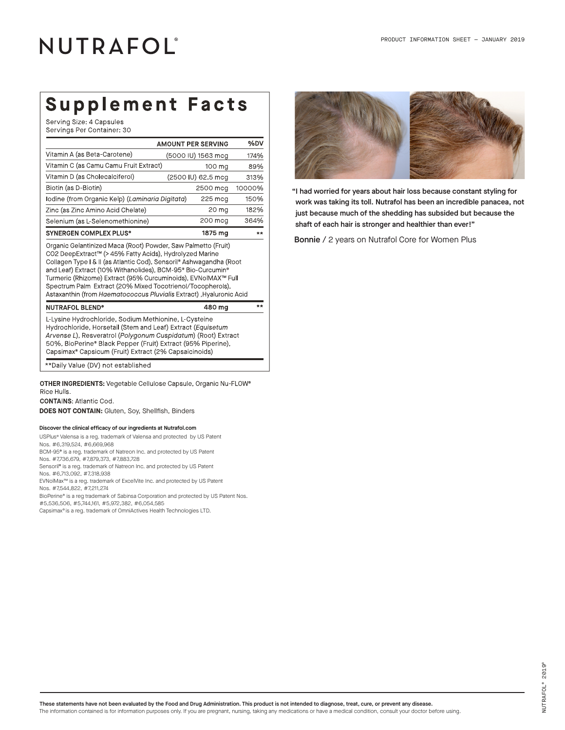# NUTRAFOL®

## Supplement Facts

Serving Size: 4 Capsules
Servings Per Container: 30

| | AMOUNT PER SERVING | %DV |
|---|---|---|
| Vitamin A (as Beta-Carotene) | (5000 IU) 1563 mcg | 174% |
| Vitamin C (as Camu Camu Fruit Extract) | 100 mg | 89% |
| Vitamin D (as Cholecalciferol) | (2500 IU) 62.5 mcg | 313% |
| Biotin (as D-Biotin) | 2500 mcg | 10000% |
| Iodine (from Organic Kelp) (*Laminaria Digitata*) | 225 mcg | 150% |
| Zinc (as Zinc Amino Acid Chelate) | 20 mg | 182% |
| Selenium (as L-Selenomethionine) | 200 mcg | 364% |
| **SYNERGEN COMPLEX PLUS®** | **1875 mg** | ** |
| Organic Gelantinized Maca (Root) Powder, Saw Palmetto (Fruit) CO2 DeepExtract™ (> 45% Fatty Acids), Hydrolyzed Marine Collagen Type I & II (as Atlantic Cod), Sensoril® Ashwagandha (Root and Leaf) Extract (10% Withanolides), BCM-95® Bio-Curcumin® Turmeric (Rhizome) Extract (95% Curcuminoids), EVNolMAX™ Full Spectrum Palm Extract (20% Mixed Tocotrienol/Tocopherols), Astaxanthin (from *Haematococcus Pluvialis* Extract) ,Hyaluronic Acid | | |
| **NUTRAFOL BLEND®** | **480 mg** | ** |
| L-Lysine Hydrochloride, Sodium Methionine, L-Cysteine Hydrochloride, Horsetail (Stem and Leaf) Extract (*Equisetum Arvense L*), Resveratrol (*Polygonum Cuspidatum*) (Root) Extract 50%, BioPerine® Black Pepper (Fruit) Extract (95% Piperine), Capsimax® Capsicum (Fruit) Extract (2% Capsaicinoids) | | |

**Daily Value (DV) not established

**OTHER INGREDIENTS:** Vegetable Cellulose Capsule, Organic Nu-FLOW® Rice Hulls.

**CONTAINS**: Atlantic Cod.

**DOES NOT CONTAIN:** Gluten, Soy, Shellfish, Binders

**Discover the clinical efficacy of our ingredients at Nutrafol.com**

USPlus® Valensa is a reg. trademark of Valensa and protected by US Patent Nos. #6,319,524, #6,669,968
BCM-95® is a reg. trademark of Natreon Inc. and protected by US Patent Nos. #7,736,679, #7,879,373, #7,883,728
Sensoril® is a reg. trademark of Natreon Inc. and protected by US Patent Nos. #6,713,092, #7,318,938
EVNolMax™ is a reg. trademark of ExcelVite Inc. and protected by US Patent Nos. #7,544,822, #7,211,274
BioPerine® is a reg trademark of Sabinsa Corporation and protected by US Patent Nos. #5,536,506, #5,744,161, #5,972,382, #6,054,585
Capsimax® is a reg. trademark of OmniActives Health Technologies LTD.

**"I had worried for years about hair loss because constant styling for work was taking its toll. Nutrafol has been an incredible panacea, not just because much of the shedding has subsided but because the shaft of each hair is stronger and healthier than ever!"**

**Bonnie** / 2 years on Nutrafol Core for Women Plus

**These statements have not been evaluated by the Food and Drug Administration. This product is not intended to diagnose, treat, cure, or prevent any disease.**
The information contained is for information purposes only. If you are pregnant, nursing, taking any medications or have a medical condition, consult your doctor before using.